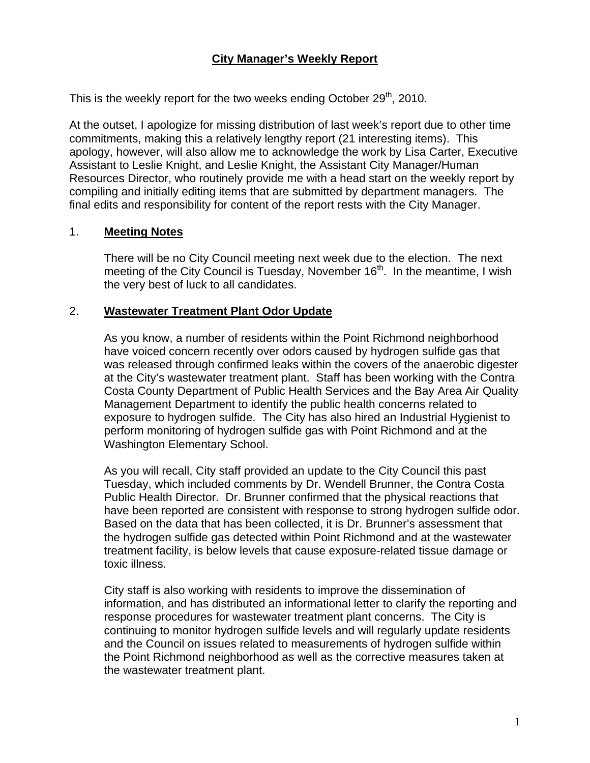# City Manager's Weekly Report

This is the weekly report for the two weeks ending October 29th, 2010.

At the outset, I apologize for missing distribution of last week's report due to other time commitments, making this a relatively lengthy report (21 interesting items). This apology, however, will also allow me to acknowledge the work by Lisa Carter, Executive Assistant to Leslie Knight, and Leslie Knight, the Assistant City Manager/Human Resources Director, who routinely provide me with a head start on the weekly report by compiling and initially editing items that are submitted by department managers. The final edits and responsibility for content of the report rests with the City Manager.

## 1. Meeting Notes

There will be no City Council meeting next week due to the election. The next meeting of the City Council is Tuesday, November 16th. In the meantime, I wish the very best of luck to all candidates.

## 2. Wastewater Treatment Plant Odor Update

As you know, a number of residents within the Point Richmond neighborhood have voiced concern recently over odors caused by hydrogen sulfide gas that was released through confirmed leaks within the covers of the anaerobic digester at the City's wastewater treatment plant. Staff has been working with the Contra Costa County Department of Public Health Services and the Bay Area Air Quality Management Department to identify the public health concerns related to exposure to hydrogen sulfide. The City has also hired an Industrial Hygienist to perform monitoring of hydrogen sulfide gas with Point Richmond and at the Washington Elementary School.

As you will recall, City staff provided an update to the City Council this past Tuesday, which included comments by Dr. Wendell Brunner, the Contra Costa Public Health Director. Dr. Brunner confirmed that the physical reactions that have been reported are consistent with response to strong hydrogen sulfide odor. Based on the data that has been collected, it is Dr. Brunner's assessment that the hydrogen sulfide gas detected within Point Richmond and at the wastewater treatment facility, is below levels that cause exposure-related tissue damage or toxic illness.

City staff is also working with residents to improve the dissemination of information, and has distributed an informational letter to clarify the reporting and response procedures for wastewater treatment plant concerns. The City is continuing to monitor hydrogen sulfide levels and will regularly update residents and the Council on issues related to measurements of hydrogen sulfide within the Point Richmond neighborhood as well as the corrective measures taken at the wastewater treatment plant.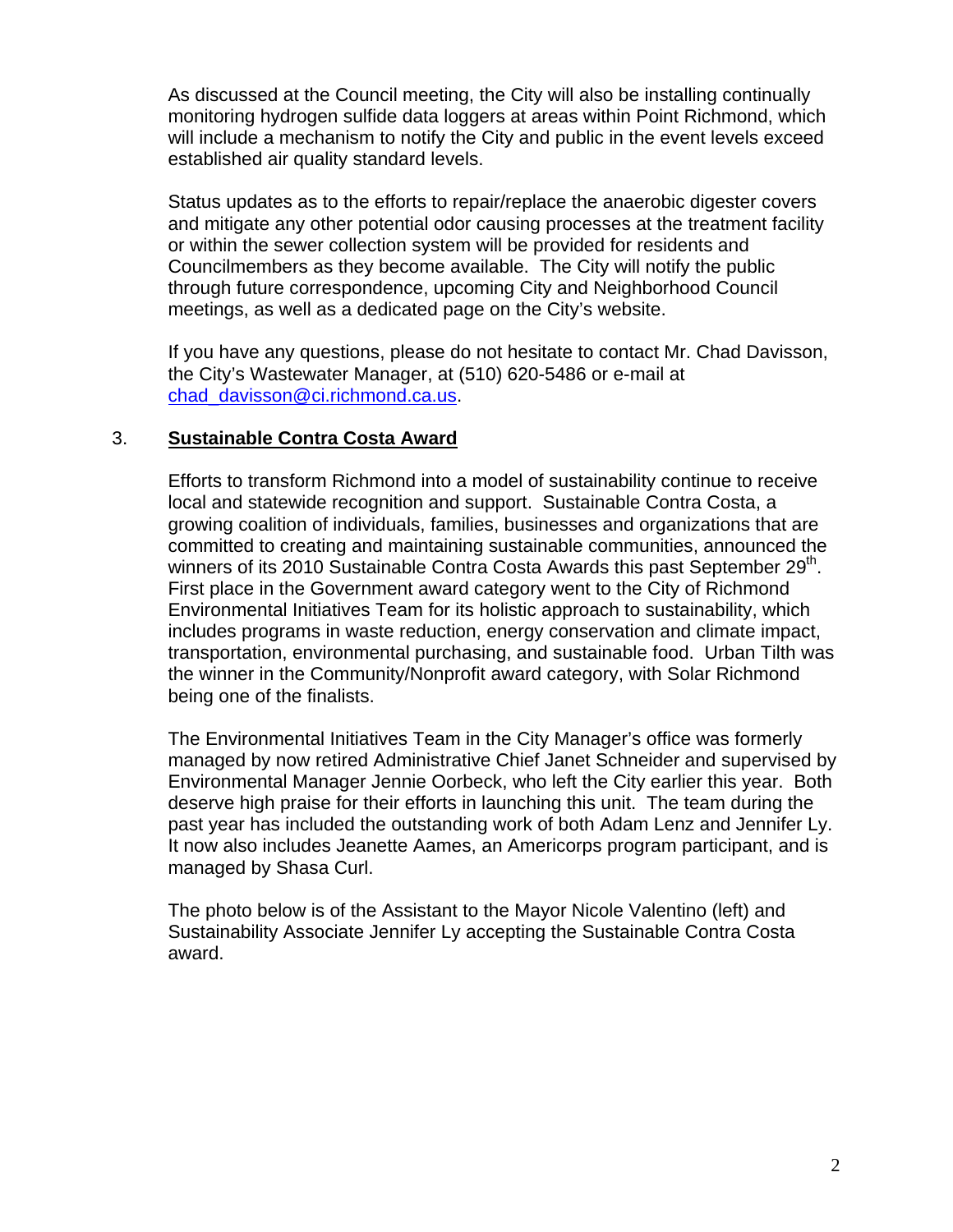As discussed at the Council meeting, the City will also be installing continually monitoring hydrogen sulfide data loggers at areas within Point Richmond, which will include a mechanism to notify the City and public in the event levels exceed established air quality standard levels.

Status updates as to the efforts to repair/replace the anaerobic digester covers and mitigate any other potential odor causing processes at the treatment facility or within the sewer collection system will be provided for residents and Councilmembers as they become available. The City will notify the public through future correspondence, upcoming City and Neighborhood Council meetings, as well as a dedicated page on the City's website.

If you have any questions, please do not hesitate to contact Mr. Chad Davisson, the City's Wastewater Manager, at (510) 620-5486 or e-mail at chad_davisson@ci.richmond.ca.us.

## 3. Sustainable Contra Costa Award

Efforts to transform Richmond into a model of sustainability continue to receive local and statewide recognition and support. Sustainable Contra Costa, a growing coalition of individuals, families, businesses and organizations that are committed to creating and maintaining sustainable communities, announced the winners of its 2010 Sustainable Contra Costa Awards this past September 29th. First place in the Government award category went to the City of Richmond Environmental Initiatives Team for its holistic approach to sustainability, which includes programs in waste reduction, energy conservation and climate impact, transportation, environmental purchasing, and sustainable food. Urban Tilth was the winner in the Community/Nonprofit award category, with Solar Richmond being one of the finalists.

The Environmental Initiatives Team in the City Manager's office was formerly managed by now retired Administrative Chief Janet Schneider and supervised by Environmental Manager Jennie Oorbeck, who left the City earlier this year. Both deserve high praise for their efforts in launching this unit. The team during the past year has included the outstanding work of both Adam Lenz and Jennifer Ly. It now also includes Jeanette Aames, an Americorps program participant, and is managed by Shasa Curl.

The photo below is of the Assistant to the Mayor Nicole Valentino (left) and Sustainability Associate Jennifer Ly accepting the Sustainable Contra Costa award.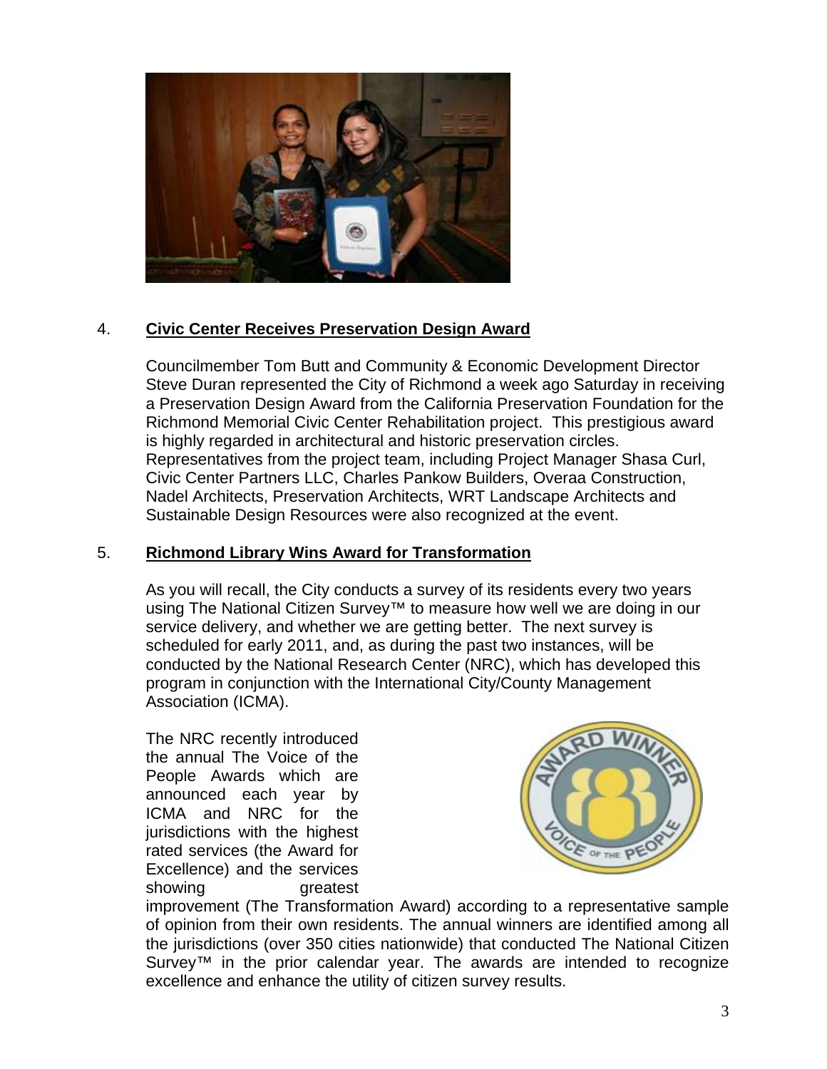4. **Civic Center Receives Preservation Design Award**

   Councilmember Tom Butt and Community & Economic Development Director Steve Duran represented the City of Richmond a week ago Saturday in receiving a Preservation Design Award from the California Preservation Foundation for the Richmond Memorial Civic Center Rehabilitation project. This prestigious award is highly regarded in architectural and historic preservation circles. Representatives from the project team, including Project Manager Shasa Curl, Civic Center Partners LLC, Charles Pankow Builders, Overaa Construction, Nadel Architects, Preservation Architects, WRT Landscape Architects and Sustainable Design Resources were also recognized at the event.

5. **Richmond Library Wins Award for Transformation**

   As you will recall, the City conducts a survey of its residents every two years using The National Citizen Survey™ to measure how well we are doing in our service delivery, and whether we are getting better. The next survey is scheduled for early 2011, and, as during the past two instances, will be conducted by the National Research Center (NRC), which has developed this program in conjunction with the International City/County Management Association (ICMA).

   The NRC recently introduced the annual The Voice of the People Awards which are announced each year by ICMA and NRC for the jurisdictions with the highest rated services (the Award for Excellence) and the services showing greatest improvement (The Transformation Award) according to a representative sample of opinion from their own residents. The annual winners are identified among all the jurisdictions (over 350 cities nationwide) that conducted The National Citizen Survey™ in the prior calendar year. The awards are intended to recognize excellence and enhance the utility of citizen survey results.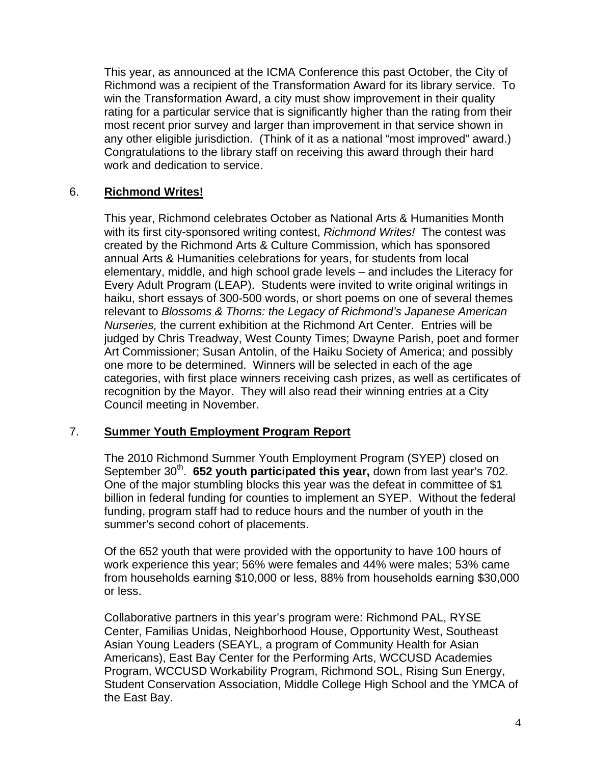This year, as announced at the ICMA Conference this past October, the City of Richmond was a recipient of the Transformation Award for its library service. To win the Transformation Award, a city must show improvement in their quality rating for a particular service that is significantly higher than the rating from their most recent prior survey and larger than improvement in that service shown in any other eligible jurisdiction. (Think of it as a national "most improved" award.) Congratulations to the library staff on receiving this award through their hard work and dedication to service.

6. **Richmond Writes!**

This year, Richmond celebrates October as National Arts & Humanities Month with its first city-sponsored writing contest, *Richmond Writes!* The contest was created by the Richmond Arts & Culture Commission, which has sponsored annual Arts & Humanities celebrations for years, for students from local elementary, middle, and high school grade levels – and includes the Literacy for Every Adult Program (LEAP). Students were invited to write original writings in haiku, short essays of 300-500 words, or short poems on one of several themes relevant to *Blossoms & Thorns: the Legacy of Richmond's Japanese American Nurseries,* the current exhibition at the Richmond Art Center. Entries will be judged by Chris Treadway, West County Times; Dwayne Parish, poet and former Art Commissioner; Susan Antolin, of the Haiku Society of America; and possibly one more to be determined. Winners will be selected in each of the age categories, with first place winners receiving cash prizes, as well as certificates of recognition by the Mayor. They will also read their winning entries at a City Council meeting in November.

7. **Summer Youth Employment Program Report**

The 2010 Richmond Summer Youth Employment Program (SYEP) closed on September 30th. **652 youth participated this year,** down from last year's 702. One of the major stumbling blocks this year was the defeat in committee of $1 billion in federal funding for counties to implement an SYEP. Without the federal funding, program staff had to reduce hours and the number of youth in the summer's second cohort of placements.

Of the 652 youth that were provided with the opportunity to have 100 hours of work experience this year; 56% were females and 44% were males; 53% came from households earning $10,000 or less, 88% from households earning $30,000 or less.

Collaborative partners in this year's program were: Richmond PAL, RYSE Center, Familias Unidas, Neighborhood House, Opportunity West, Southeast Asian Young Leaders (SEAYL, a program of Community Health for Asian Americans), East Bay Center for the Performing Arts, WCCUSD Academies Program, WCCUSD Workability Program, Richmond SOL, Rising Sun Energy, Student Conservation Association, Middle College High School and the YMCA of the East Bay.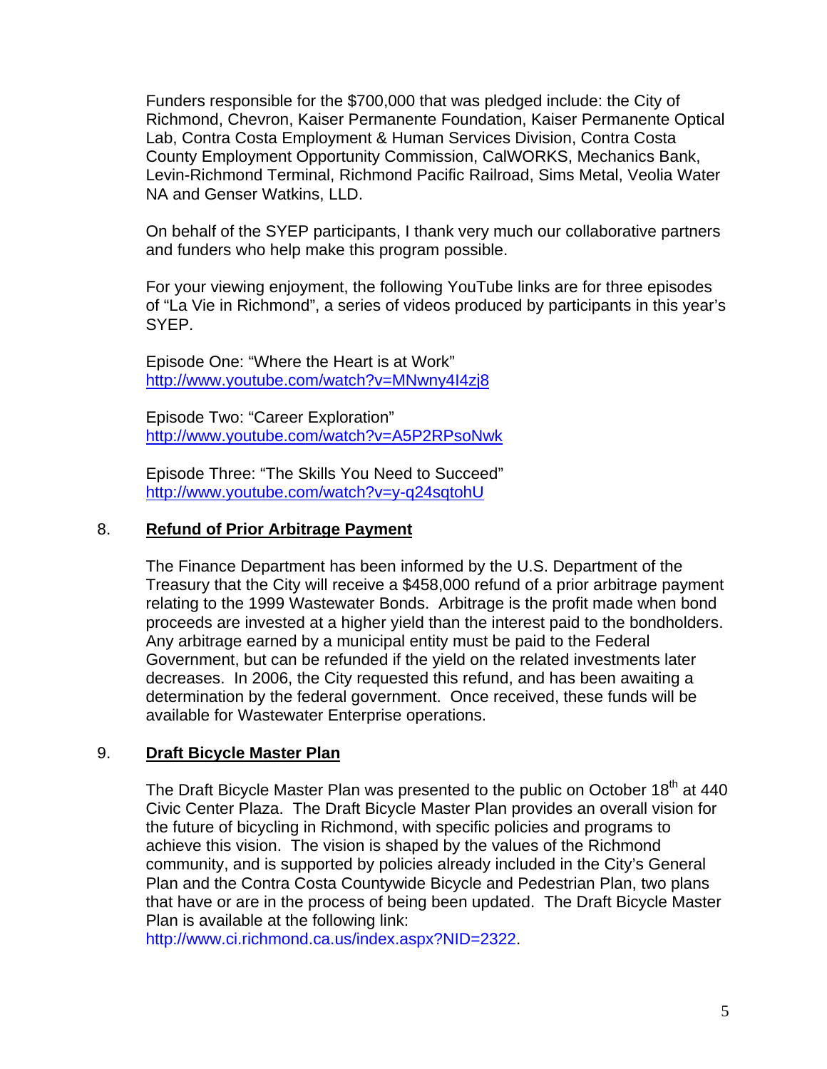Funders responsible for the $700,000 that was pledged include: the City of Richmond, Chevron, Kaiser Permanente Foundation, Kaiser Permanente Optical Lab, Contra Costa Employment & Human Services Division, Contra Costa County Employment Opportunity Commission, CalWORKS, Mechanics Bank, Levin-Richmond Terminal, Richmond Pacific Railroad, Sims Metal, Veolia Water NA and Genser Watkins, LLD.

On behalf of the SYEP participants, I thank very much our collaborative partners and funders who help make this program possible.

For your viewing enjoyment, the following YouTube links are for three episodes of "La Vie in Richmond", a series of videos produced by participants in this year's SYEP.

Episode One: "Where the Heart is at Work"
http://www.youtube.com/watch?v=MNwny4I4zj8

Episode Two: "Career Exploration"
http://www.youtube.com/watch?v=A5P2RPsoNwk

Episode Three: "The Skills You Need to Succeed"
http://www.youtube.com/watch?v=y-q24sqtohU

8. **Refund of Prior Arbitrage Payment**

The Finance Department has been informed by the U.S. Department of the Treasury that the City will receive a $458,000 refund of a prior arbitrage payment relating to the 1999 Wastewater Bonds. Arbitrage is the profit made when bond proceeds are invested at a higher yield than the interest paid to the bondholders. Any arbitrage earned by a municipal entity must be paid to the Federal Government, but can be refunded if the yield on the related investments later decreases. In 2006, the City requested this refund, and has been awaiting a determination by the federal government. Once received, these funds will be available for Wastewater Enterprise operations.

9. **Draft Bicycle Master Plan**

The Draft Bicycle Master Plan was presented to the public on October 18th at 440 Civic Center Plaza. The Draft Bicycle Master Plan provides an overall vision for the future of bicycling in Richmond, with specific policies and programs to achieve this vision. The vision is shaped by the values of the Richmond community, and is supported by policies already included in the City's General Plan and the Contra Costa Countywide Bicycle and Pedestrian Plan, two plans that have or are in the process of being been updated. The Draft Bicycle Master Plan is available at the following link:
http://www.ci.richmond.ca.us/index.aspx?NID=2322.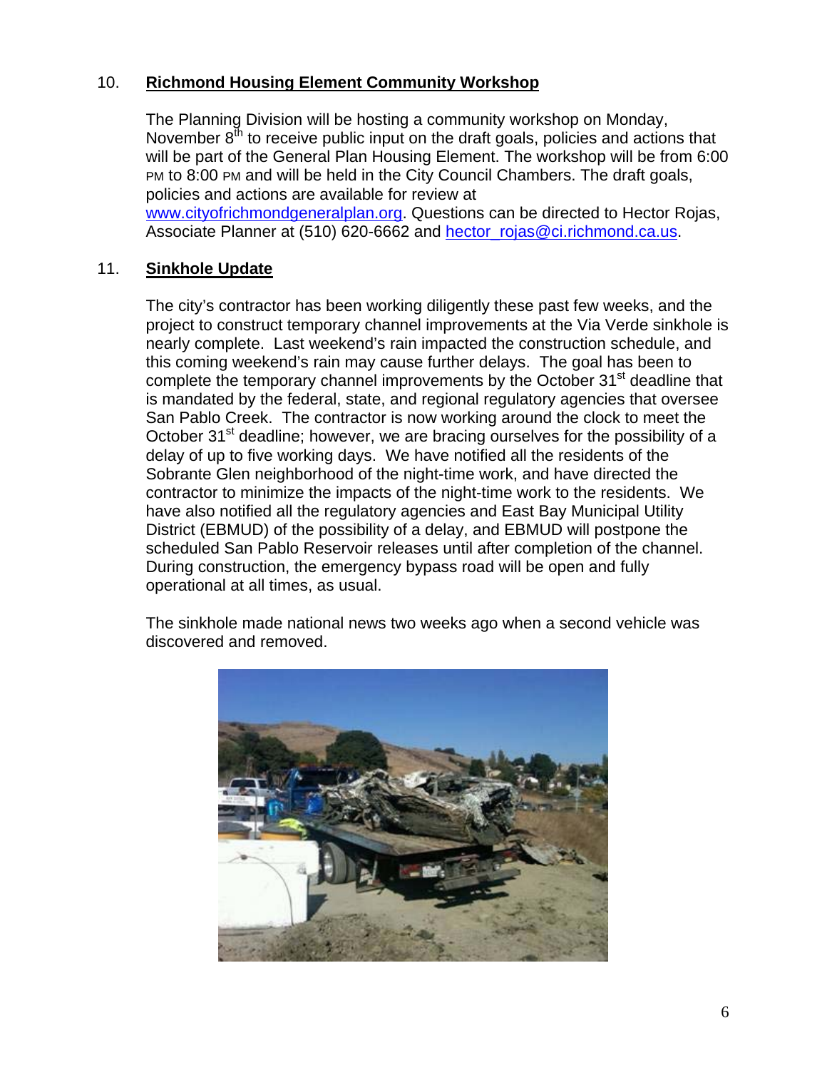10. **Richmond Housing Element Community Workshop**

The Planning Division will be hosting a community workshop on Monday, November 8th to receive public input on the draft goals, policies and actions that will be part of the General Plan Housing Element. The workshop will be from 6:00 PM to 8:00 PM and will be held in the City Council Chambers. The draft goals, policies and actions are available for review at www.cityofrichmondgeneralplan.org. Questions can be directed to Hector Rojas, Associate Planner at (510) 620-6662 and hector_rojas@ci.richmond.ca.us.

11. **Sinkhole Update**

The city's contractor has been working diligently these past few weeks, and the project to construct temporary channel improvements at the Via Verde sinkhole is nearly complete. Last weekend's rain impacted the construction schedule, and this coming weekend's rain may cause further delays. The goal has been to complete the temporary channel improvements by the October 31st deadline that is mandated by the federal, state, and regional regulatory agencies that oversee San Pablo Creek. The contractor is now working around the clock to meet the October 31st deadline; however, we are bracing ourselves for the possibility of a delay of up to five working days. We have notified all the residents of the Sobrante Glen neighborhood of the night-time work, and have directed the contractor to minimize the impacts of the night-time work to the residents. We have also notified all the regulatory agencies and East Bay Municipal Utility District (EBMUD) of the possibility of a delay, and EBMUD will postpone the scheduled San Pablo Reservoir releases until after completion of the channel. During construction, the emergency bypass road will be open and fully operational at all times, as usual.

The sinkhole made national news two weeks ago when a second vehicle was discovered and removed.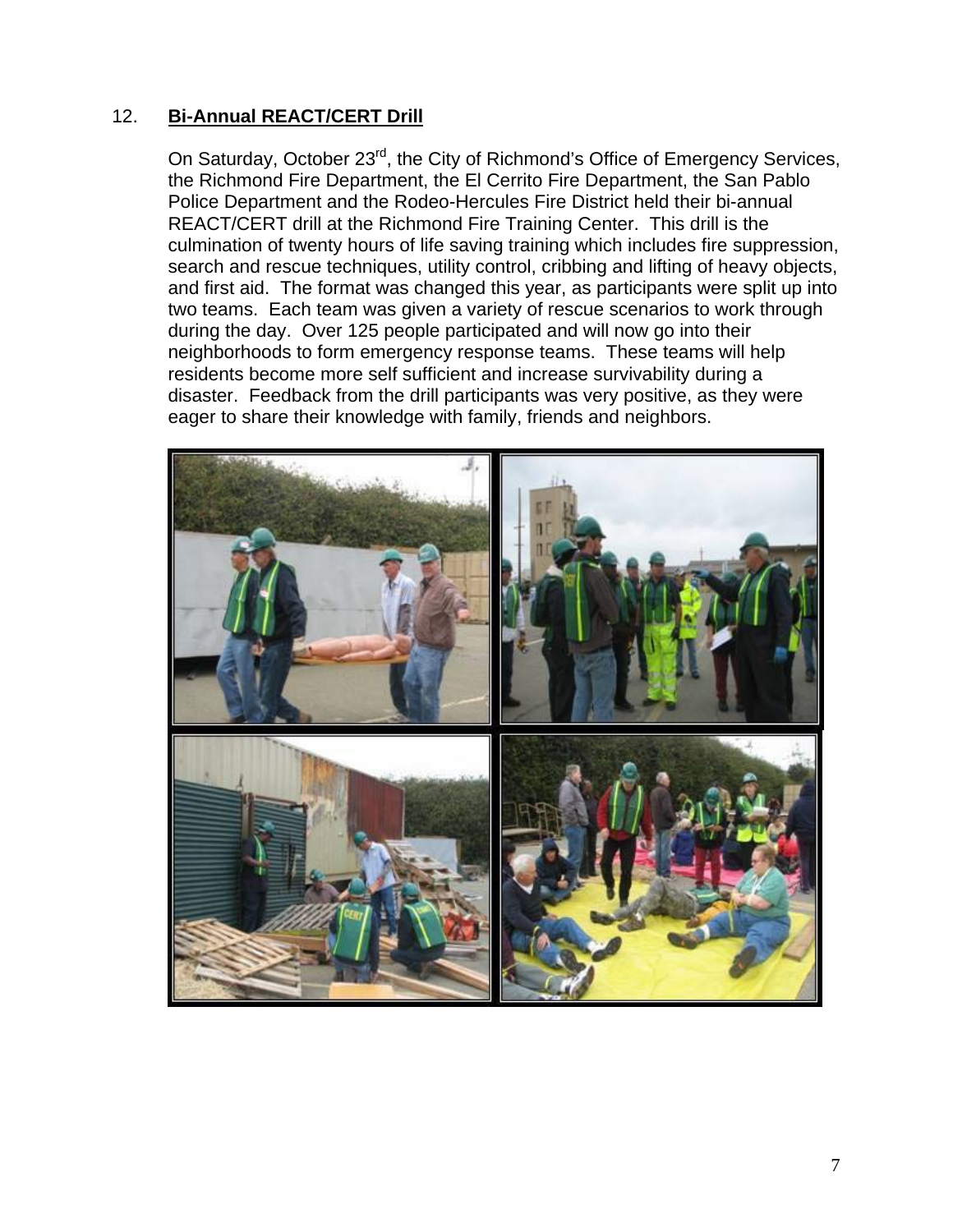12. **Bi-Annual REACT/CERT Drill**

On Saturday, October 23rd, the City of Richmond's Office of Emergency Services, the Richmond Fire Department, the El Cerrito Fire Department, the San Pablo Police Department and the Rodeo-Hercules Fire District held their bi-annual REACT/CERT drill at the Richmond Fire Training Center. This drill is the culmination of twenty hours of life saving training which includes fire suppression, search and rescue techniques, utility control, cribbing and lifting of heavy objects, and first aid. The format was changed this year, as participants were split up into two teams. Each team was given a variety of rescue scenarios to work through during the day. Over 125 people participated and will now go into their neighborhoods to form emergency response teams. These teams will help residents become more self sufficient and increase survivability during a disaster. Feedback from the drill participants was very positive, as they were eager to share their knowledge with family, friends and neighbors.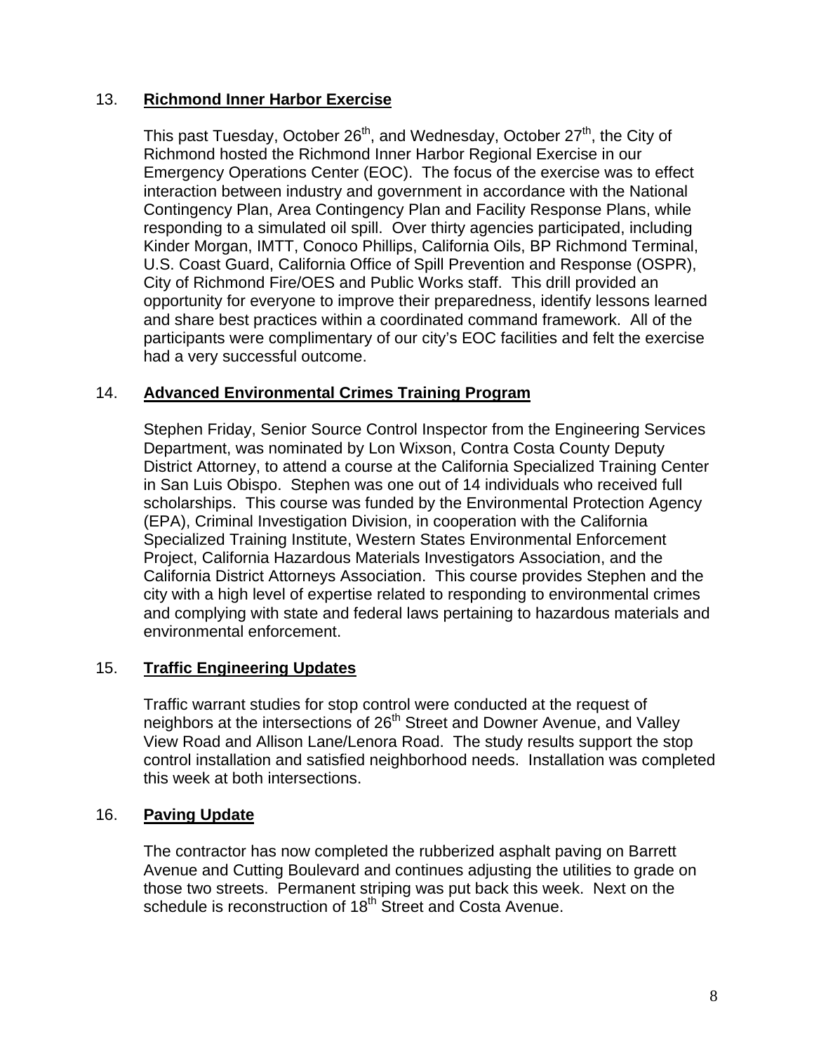13. **Richmond Inner Harbor Exercise**

This past Tuesday, October 26th, and Wednesday, October 27th, the City of Richmond hosted the Richmond Inner Harbor Regional Exercise in our Emergency Operations Center (EOC). The focus of the exercise was to effect interaction between industry and government in accordance with the National Contingency Plan, Area Contingency Plan and Facility Response Plans, while responding to a simulated oil spill. Over thirty agencies participated, including Kinder Morgan, IMTT, Conoco Phillips, California Oils, BP Richmond Terminal, U.S. Coast Guard, California Office of Spill Prevention and Response (OSPR), City of Richmond Fire/OES and Public Works staff. This drill provided an opportunity for everyone to improve their preparedness, identify lessons learned and share best practices within a coordinated command framework. All of the participants were complimentary of our city's EOC facilities and felt the exercise had a very successful outcome.

14. **Advanced Environmental Crimes Training Program**

Stephen Friday, Senior Source Control Inspector from the Engineering Services Department, was nominated by Lon Wixson, Contra Costa County Deputy District Attorney, to attend a course at the California Specialized Training Center in San Luis Obispo. Stephen was one out of 14 individuals who received full scholarships. This course was funded by the Environmental Protection Agency (EPA), Criminal Investigation Division, in cooperation with the California Specialized Training Institute, Western States Environmental Enforcement Project, California Hazardous Materials Investigators Association, and the California District Attorneys Association. This course provides Stephen and the city with a high level of expertise related to responding to environmental crimes and complying with state and federal laws pertaining to hazardous materials and environmental enforcement.

15. **Traffic Engineering Updates**

Traffic warrant studies for stop control were conducted at the request of neighbors at the intersections of 26th Street and Downer Avenue, and Valley View Road and Allison Lane/Lenora Road. The study results support the stop control installation and satisfied neighborhood needs. Installation was completed this week at both intersections.

16. **Paving Update**

The contractor has now completed the rubberized asphalt paving on Barrett Avenue and Cutting Boulevard and continues adjusting the utilities to grade on those two streets. Permanent striping was put back this week. Next on the schedule is reconstruction of 18th Street and Costa Avenue.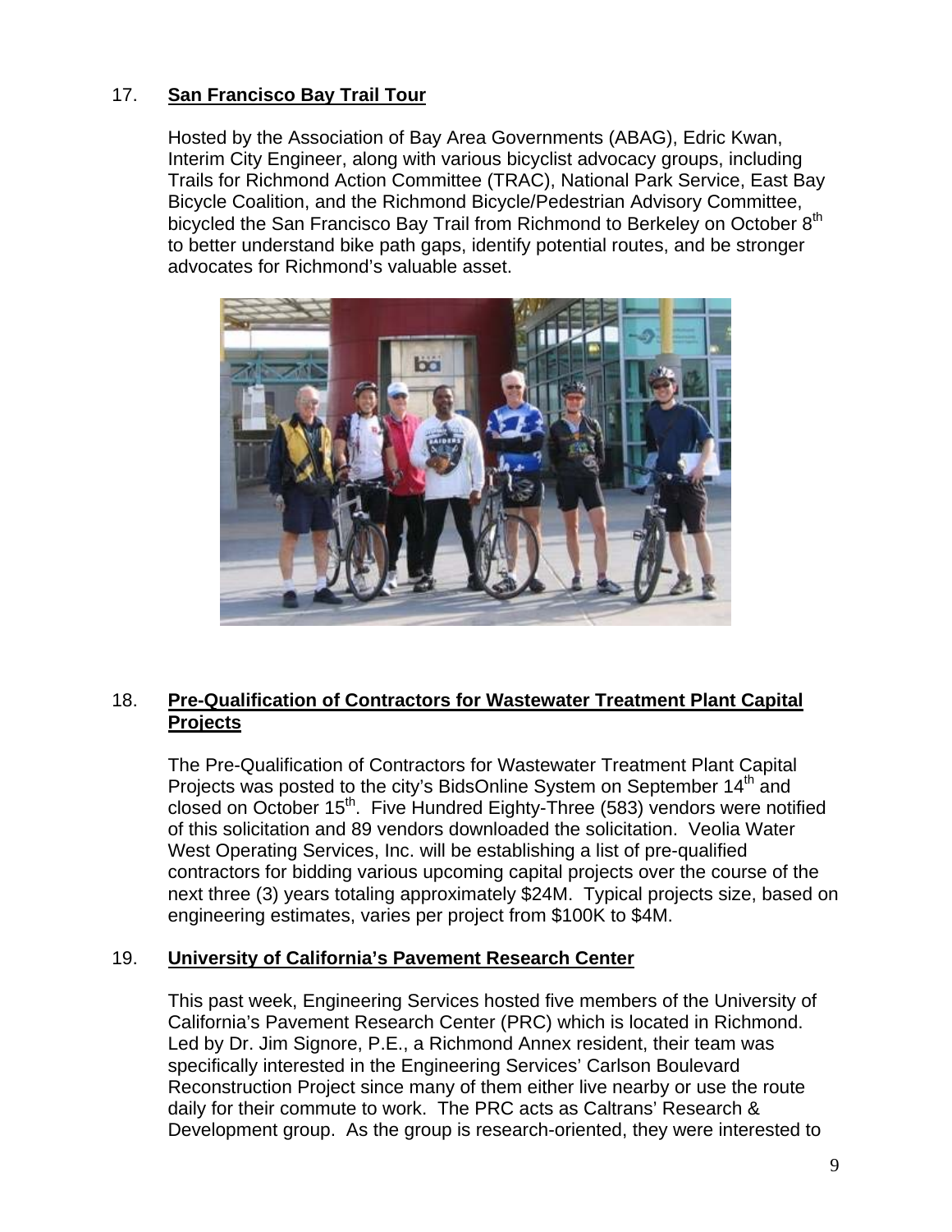17. **San Francisco Bay Trail Tour**

Hosted by the Association of Bay Area Governments (ABAG), Edric Kwan, Interim City Engineer, along with various bicyclist advocacy groups, including Trails for Richmond Action Committee (TRAC), National Park Service, East Bay Bicycle Coalition, and the Richmond Bicycle/Pedestrian Advisory Committee, bicycled the San Francisco Bay Trail from Richmond to Berkeley on October 8th to better understand bike path gaps, identify potential routes, and be stronger advocates for Richmond's valuable asset.

18. **Pre-Qualification of Contractors for Wastewater Treatment Plant Capital Projects**

The Pre-Qualification of Contractors for Wastewater Treatment Plant Capital Projects was posted to the city's BidsOnline System on September 14th and closed on October 15th. Five Hundred Eighty-Three (583) vendors were notified of this solicitation and 89 vendors downloaded the solicitation. Veolia Water West Operating Services, Inc. will be establishing a list of pre-qualified contractors for bidding various upcoming capital projects over the course of the next three (3) years totaling approximately $24M. Typical projects size, based on engineering estimates, varies per project from $100K to $4M.

19. **University of California's Pavement Research Center**

This past week, Engineering Services hosted five members of the University of California's Pavement Research Center (PRC) which is located in Richmond. Led by Dr. Jim Signore, P.E., a Richmond Annex resident, their team was specifically interested in the Engineering Services' Carlson Boulevard Reconstruction Project since many of them either live nearby or use the route daily for their commute to work. The PRC acts as Caltrans' Research & Development group. As the group is research-oriented, they were interested to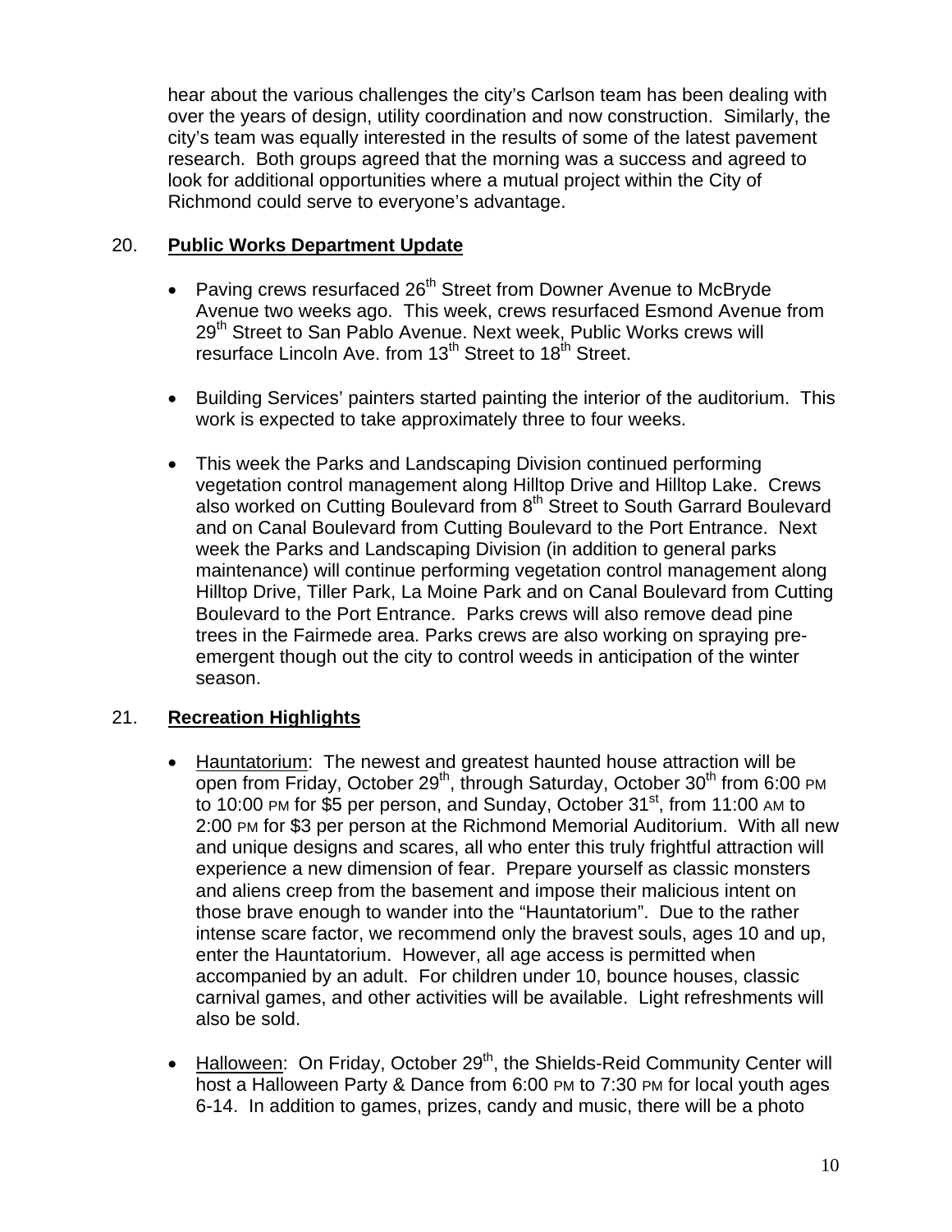hear about the various challenges the city's Carlson team has been dealing with over the years of design, utility coordination and now construction. Similarly, the city's team was equally interested in the results of some of the latest pavement research. Both groups agreed that the morning was a success and agreed to look for additional opportunities where a mutual project within the City of Richmond could serve to everyone's advantage.

20. **Public Works Department Update**

- Paving crews resurfaced 26th Street from Downer Avenue to McBryde Avenue two weeks ago. This week, crews resurfaced Esmond Avenue from 29th Street to San Pablo Avenue. Next week, Public Works crews will resurface Lincoln Ave. from 13th Street to 18th Street.

- Building Services' painters started painting the interior of the auditorium. This work is expected to take approximately three to four weeks.

- This week the Parks and Landscaping Division continued performing vegetation control management along Hilltop Drive and Hilltop Lake. Crews also worked on Cutting Boulevard from 8th Street to South Garrard Boulevard and on Canal Boulevard from Cutting Boulevard to the Port Entrance. Next week the Parks and Landscaping Division (in addition to general parks maintenance) will continue performing vegetation control management along Hilltop Drive, Tiller Park, La Moine Park and on Canal Boulevard from Cutting Boulevard to the Port Entrance. Parks crews will also remove dead pine trees in the Fairmede area. Parks crews are also working on spraying pre-emergent though out the city to control weeds in anticipation of the winter season.

21. **Recreation Highlights**

- Hauntatorium: The newest and greatest haunted house attraction will be open from Friday, October 29th, through Saturday, October 30th from 6:00 PM to 10:00 PM for $5 per person, and Sunday, October 31st, from 11:00 AM to 2:00 PM for $3 per person at the Richmond Memorial Auditorium. With all new and unique designs and scares, all who enter this truly frightful attraction will experience a new dimension of fear. Prepare yourself as classic monsters and aliens creep from the basement and impose their malicious intent on those brave enough to wander into the "Hauntatorium". Due to the rather intense scare factor, we recommend only the bravest souls, ages 10 and up, enter the Hauntatorium. However, all age access is permitted when accompanied by an adult. For children under 10, bounce houses, classic carnival games, and other activities will be available. Light refreshments will also be sold.

- Halloween: On Friday, October 29th, the Shields-Reid Community Center will host a Halloween Party & Dance from 6:00 PM to 7:30 PM for local youth ages 6-14. In addition to games, prizes, candy and music, there will be a photo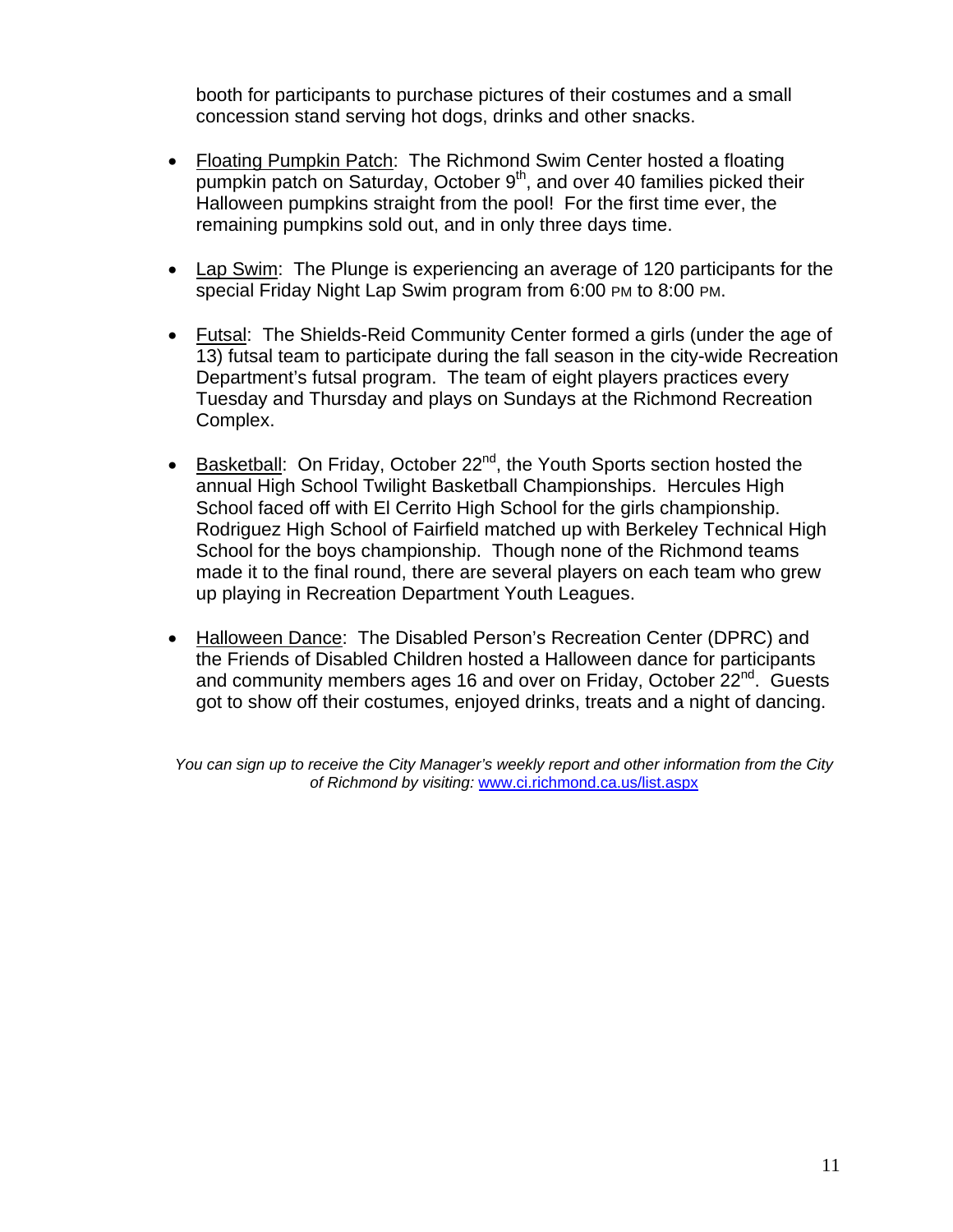booth for participants to purchase pictures of their costumes and a small concession stand serving hot dogs, drinks and other snacks.

- Floating Pumpkin Patch: The Richmond Swim Center hosted a floating pumpkin patch on Saturday, October 9th, and over 40 families picked their Halloween pumpkins straight from the pool! For the first time ever, the remaining pumpkins sold out, and in only three days time.

- Lap Swim: The Plunge is experiencing an average of 120 participants for the special Friday Night Lap Swim program from 6:00 PM to 8:00 PM.

- Futsal: The Shields-Reid Community Center formed a girls (under the age of 13) futsal team to participate during the fall season in the city-wide Recreation Department's futsal program. The team of eight players practices every Tuesday and Thursday and plays on Sundays at the Richmond Recreation Complex.

- Basketball: On Friday, October 22nd, the Youth Sports section hosted the annual High School Twilight Basketball Championships. Hercules High School faced off with El Cerrito High School for the girls championship. Rodriguez High School of Fairfield matched up with Berkeley Technical High School for the boys championship. Though none of the Richmond teams made it to the final round, there are several players on each team who grew up playing in Recreation Department Youth Leagues.

- Halloween Dance: The Disabled Person's Recreation Center (DPRC) and the Friends of Disabled Children hosted a Halloween dance for participants and community members ages 16 and over on Friday, October 22nd. Guests got to show off their costumes, enjoyed drinks, treats and a night of dancing.

*You can sign up to receive the City Manager's weekly report and other information from the City of Richmond by visiting:* www.ci.richmond.ca.us/list.aspx